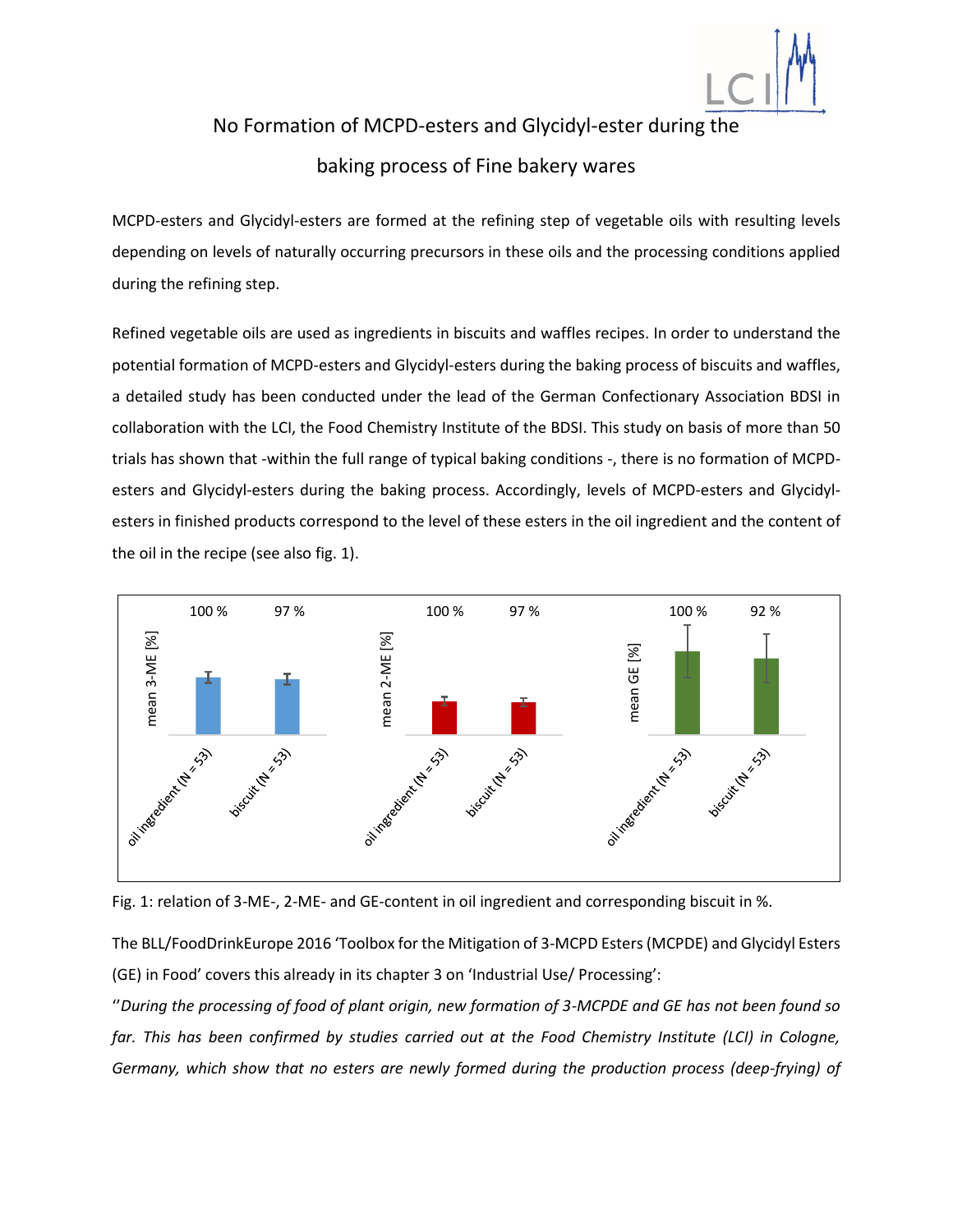# No Formation of MCPD-esters and Glycidyl-ester during the baking process of Fine bakery wares

MCPD-esters and Glycidyl-esters are formed at the refining step of vegetable oils with resulting levels depending on levels of naturally occurring precursors in these oils and the processing conditions applied during the refining step.

Refined vegetable oils are used as ingredients in biscuits and waffles recipes. In order to understand the potential formation of MCPD-esters and Glycidyl-esters during the baking process of biscuits and waffles, a detailed study has been conducted under the lead of the German Confectionary Association BDSI in collaboration with the LCI, the Food Chemistry Institute of the BDSI. This study on basis of more than 50 trials has shown that -within the full range of typical baking conditions -, there is no formation of MCPD-esters and Glycidyl-esters during the baking process. Accordingly, levels of MCPD-esters and Glycidyl-esters in finished products correspond to the level of these esters in the oil ingredient and the content of the oil in the recipe (see also fig. 1).

| | oil ingredient (N = 53) | biscuit (N = 53) |
|---|---|---|
| mean 3-ME [%] | 100 % | 97 % |
| mean 2-ME [%] | 100 % | 97 % |
| mean GE [%] | 100 % | 92 % |

Fig. 1: relation of 3-ME-, 2-ME- and GE-content in oil ingredient and corresponding biscuit in %.

The BLL/FoodDrinkEurope 2016 'Toolbox for the Mitigation of 3-MCPD Esters (MCPDE) and Glycidyl Esters (GE) in Food' covers this already in its chapter 3 on 'Industrial Use/ Processing':

''*During the processing of food of plant origin, new formation of 3-MCPDE and GE has not been found so far. This has been confirmed by studies carried out at the Food Chemistry Institute (LCI) in Cologne, Germany, which show that no esters are newly formed during the production process (deep-frying) of*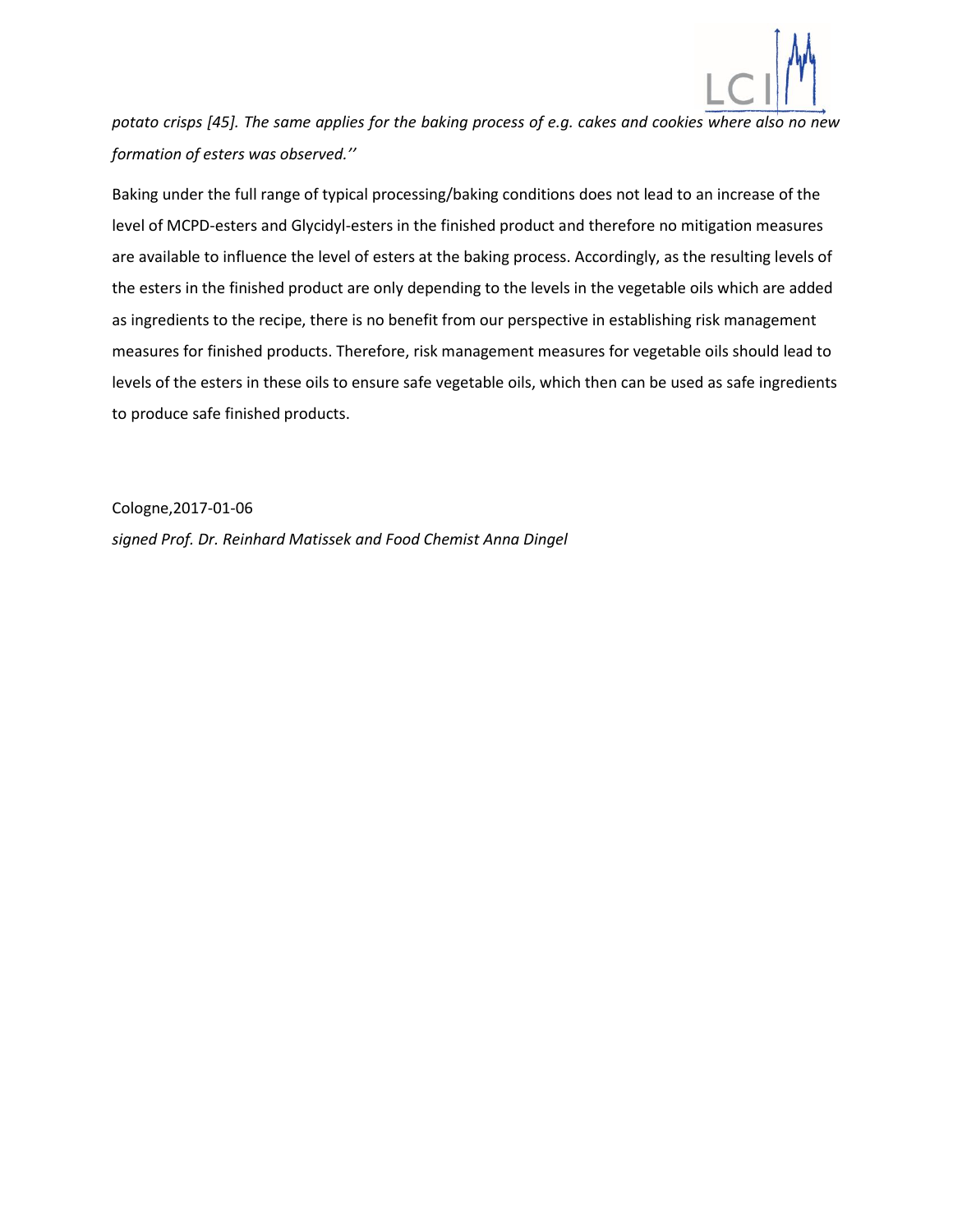*potato crisps [45]. The same applies for the baking process of e.g. cakes and cookies where also no new formation of esters was observed.''*

Baking under the full range of typical processing/baking conditions does not lead to an increase of the level of MCPD-esters and Glycidyl-esters in the finished product and therefore no mitigation measures are available to influence the level of esters at the baking process. Accordingly, as the resulting levels of the esters in the finished product are only depending to the levels in the vegetable oils which are added as ingredients to the recipe, there is no benefit from our perspective in establishing risk management measures for finished products. Therefore, risk management measures for vegetable oils should lead to levels of the esters in these oils to ensure safe vegetable oils, which then can be used as safe ingredients to produce safe finished products.

Cologne,2017-01-06

*signed Prof. Dr. Reinhard Matissek and Food Chemist Anna Dingel*